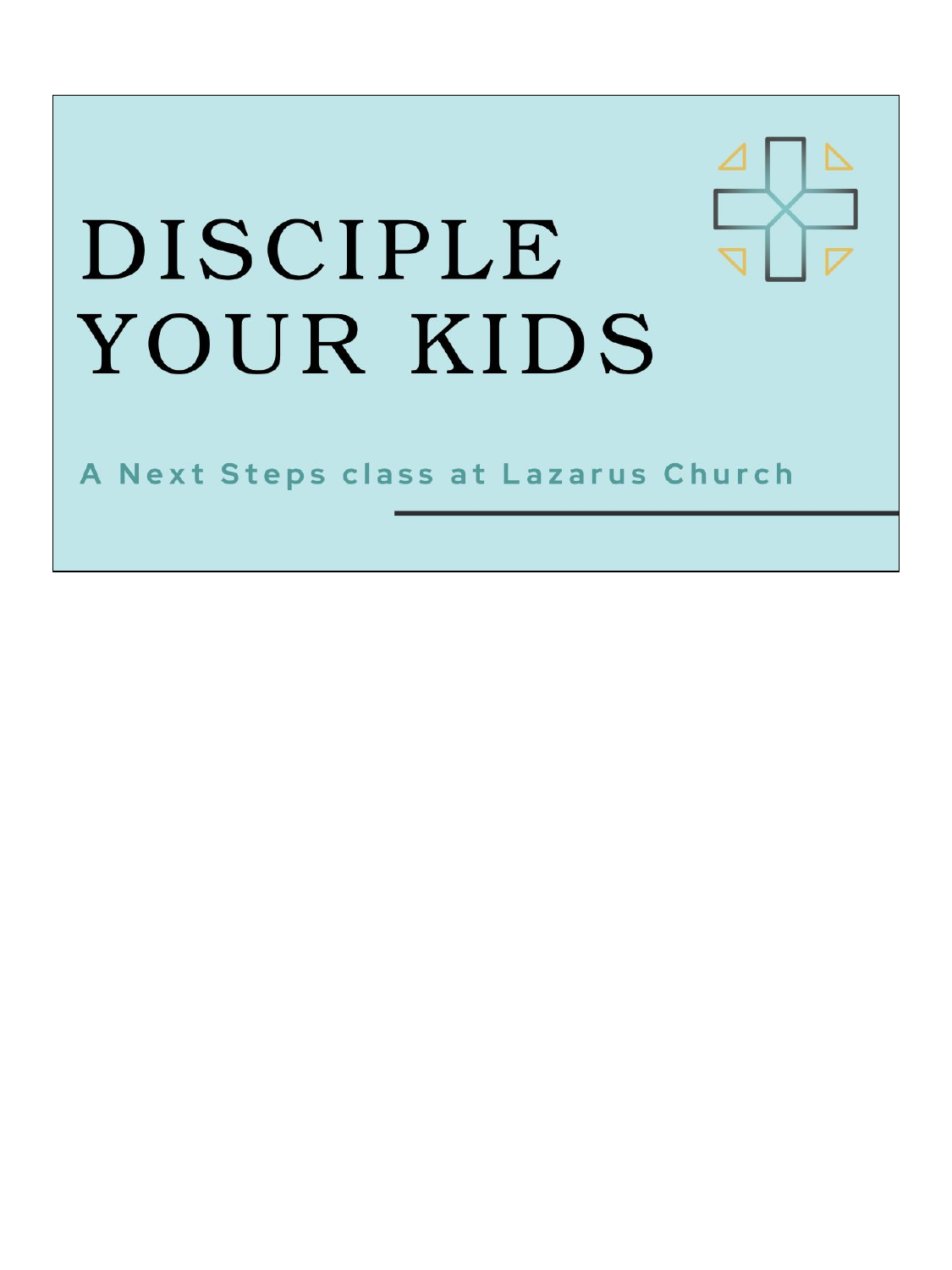# DISCIPLE YOUR KIDS

**A Next Steps class at Lazarus Church**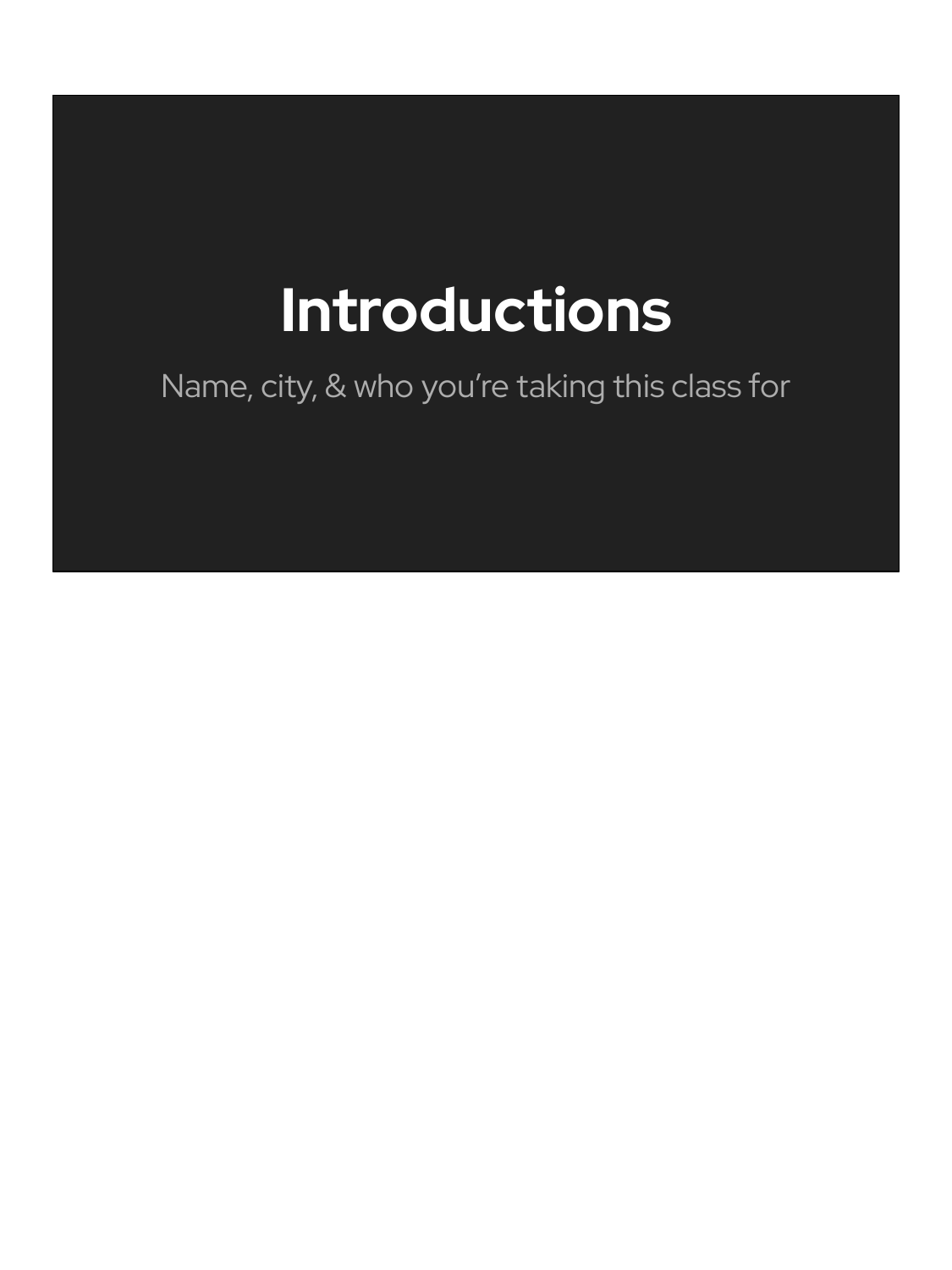# Introductions

Name, city, & who you're taking this class for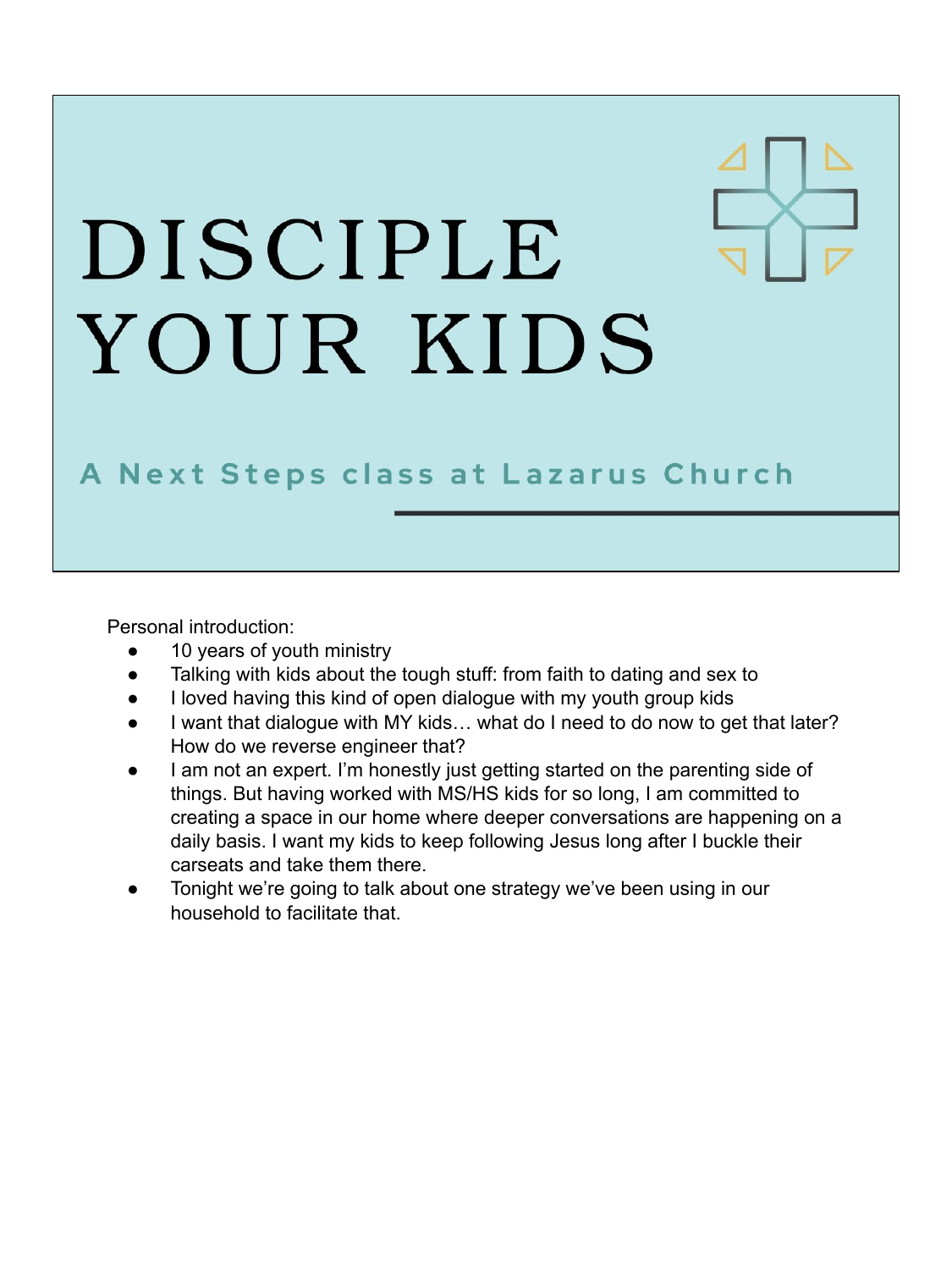# DISCIPLE YOUR KIDS

**A Next Steps class at Lazarus Church**

Personal introduction:

- 10 years of youth ministry
- Talking with kids about the tough stuff: from faith to dating and sex to
- I loved having this kind of open dialogue with my youth group kids
- I want that dialogue with MY kids… what do I need to do now to get that later? How do we reverse engineer that?
- I am not an expert. I'm honestly just getting started on the parenting side of things. But having worked with MS/HS kids for so long, I am committed to creating a space in our home where deeper conversations are happening on a daily basis. I want my kids to keep following Jesus long after I buckle their carseats and take them there.
- Tonight we're going to talk about one strategy we've been using in our household to facilitate that.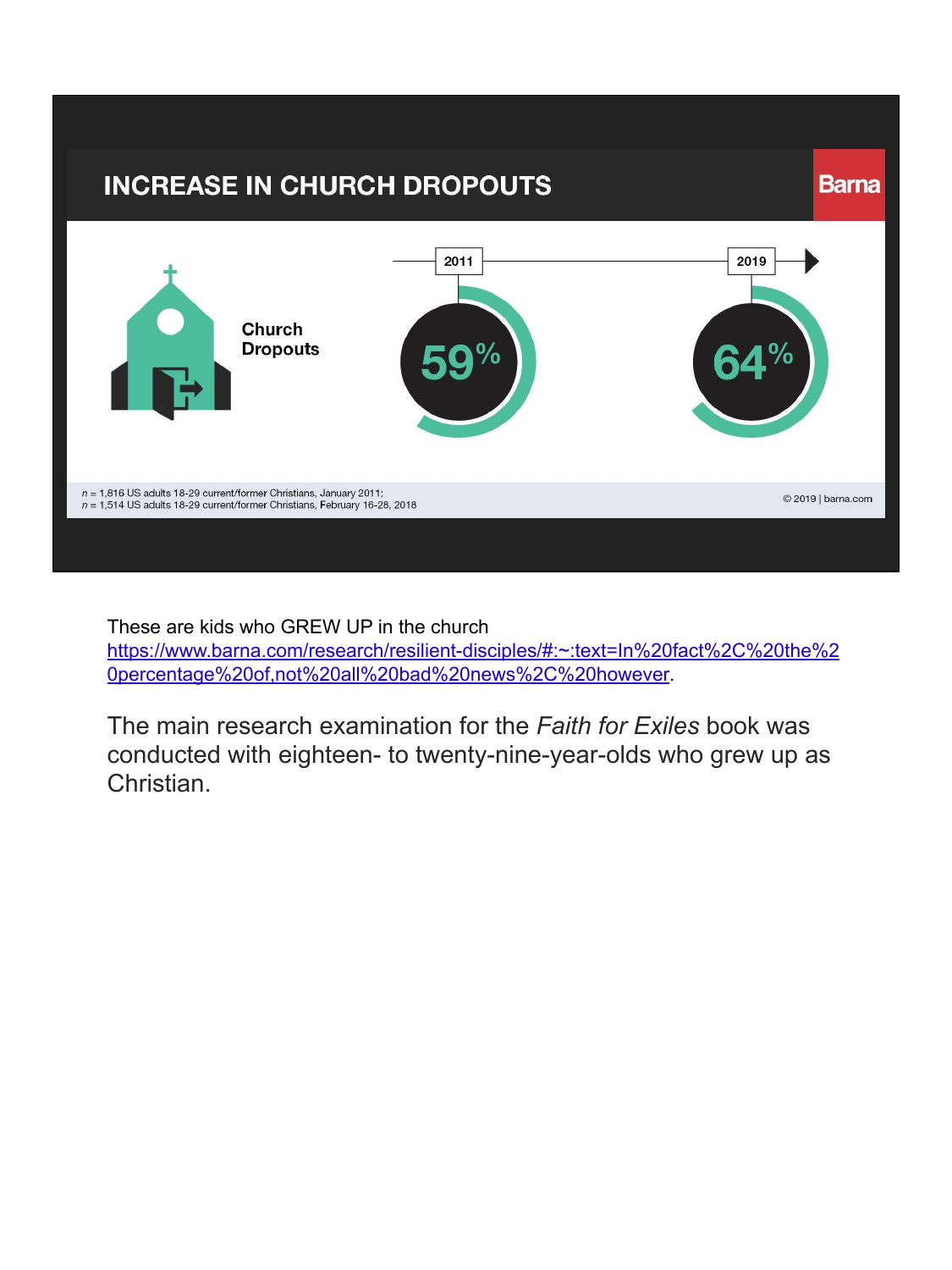## INCREASE IN CHURCH DROPOUTS

Barna

Church Dropouts

| 2011 | 2019 |
| --- | --- |
| 59% | 64% |

*n* = 1,816 US adults 18-29 current/former Christians, January 2011;
*n* = 1,514 US adults 18-29 current/former Christians, February 16-28, 2018

© 2019 | barna.com

These are kids who GREW UP in the church
[https://www.barna.com/research/resilient-disciples/#:~:text=In%20fact%2C%20the%20percentage%20of,not%20all%20bad%20news%2C%20however](https://www.barna.com/research/resilient-disciples/#:~:text=In%20fact%2C%20the%20percentage%20of,not%20all%20bad%20news%2C%20however).

The main research examination for the *Faith for Exiles* book was conducted with eighteen- to twenty-nine-year-olds who grew up as Christian.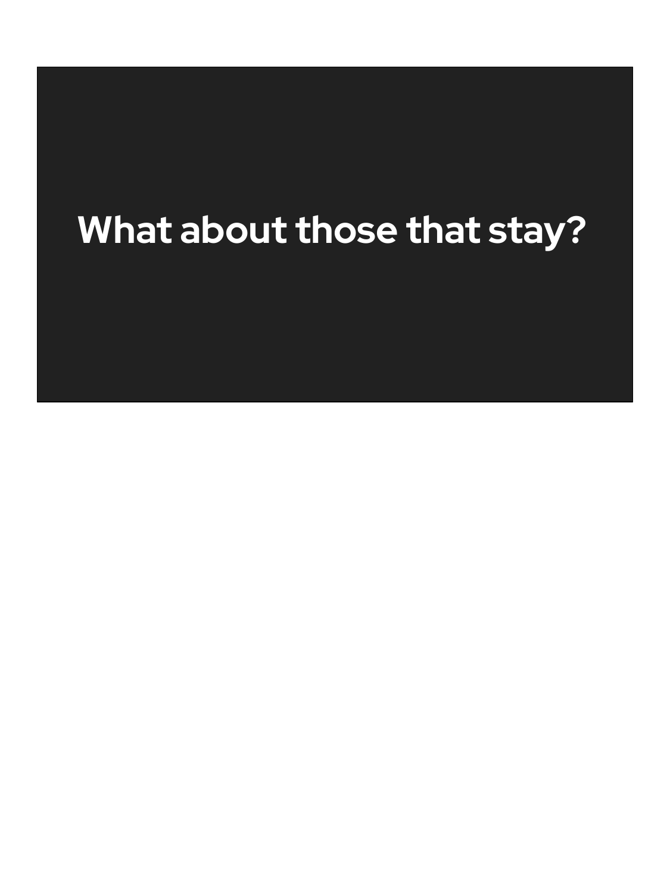# What about those that stay?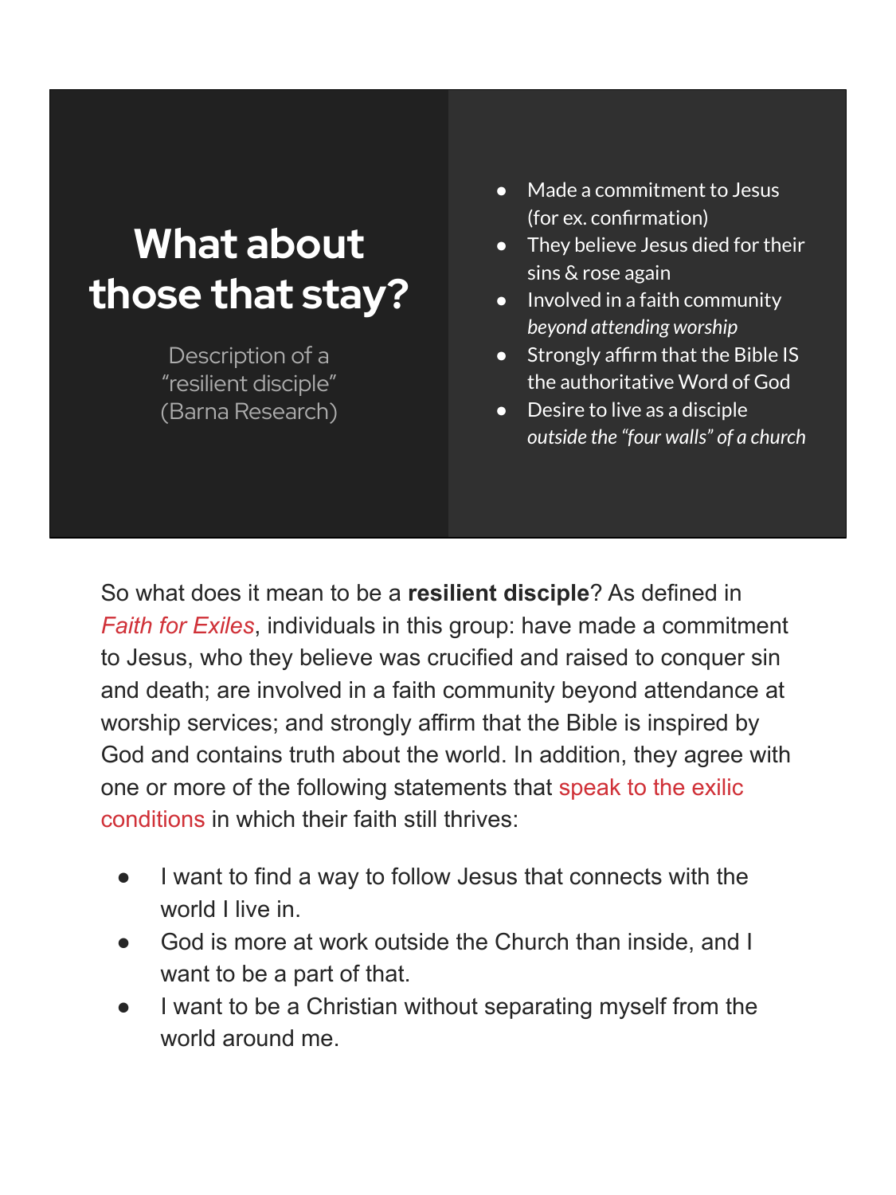# What about those that stay?

Description of a "resilient disciple" (Barna Research)

- Made a commitment to Jesus (for ex. confirmation)
- They believe Jesus died for their sins & rose again
- Involved in a faith community *beyond attending worship*
- Strongly affirm that the Bible IS the authoritative Word of God
- Desire to live as a disciple *outside the "four walls" of a church*

So what does it mean to be a **resilient disciple**? As defined in *Faith for Exiles*, individuals in this group: have made a commitment to Jesus, who they believe was crucified and raised to conquer sin and death; are involved in a faith community beyond attendance at worship services; and strongly affirm that the Bible is inspired by God and contains truth about the world. In addition, they agree with one or more of the following statements that speak to the exilic conditions in which their faith still thrives:

- I want to find a way to follow Jesus that connects with the world I live in.
- God is more at work outside the Church than inside, and I want to be a part of that.
- I want to be a Christian without separating myself from the world around me.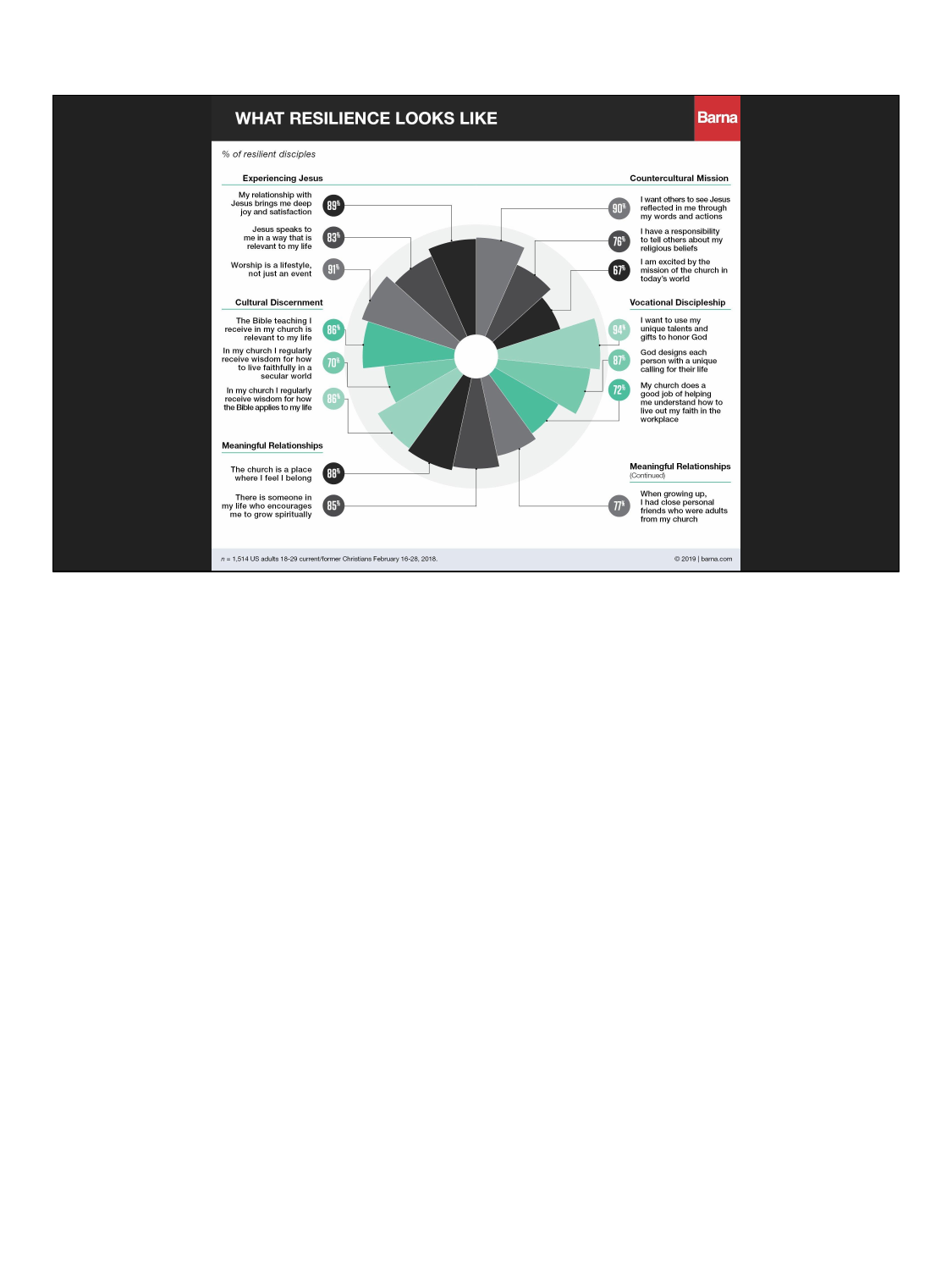# WHAT RESILIENCE LOOKS LIKE

Barna

*% of resilient disciples*

### Experiencing Jesus

- My relationship with Jesus brings me deep joy and satisfaction — 89%
- Jesus speaks to me in a way that is relevant to my life — 83%
- Worship is a lifestyle, not just an event — 91%

### Cultural Discernment

- The Bible teaching I receive in my church is relevant to my life — 86%
- In my church I regularly receive wisdom for how to live faithfully in a secular world — 70%
- In my church I regularly receive wisdom for how the Bible applies to my life — 86%

### Meaningful Relationships

- The church is a place where I feel I belong — 88%
- There is someone in my life who encourages me to grow spiritually — 85%

### Countercultural Mission

- I want others to see Jesus reflected in me through my words and actions — 90%
- I have a responsibility to tell others about my religious beliefs — 76%
- I am excited by the mission of the church in today's world — 67%

### Vocational Discipleship

- I want to use my unique talents and gifts to honor God — 94%
- God designs each person with a unique calling for their life — 87%
- My church does a good job of helping me understand how to live out my faith in the workplace — 72%

### Meaningful Relationships
(Continued)

- When growing up, I had close personal friends who were adults from my church — 77%

*n* = 1,514 US adults 18-29 current/former Christians February 16-28, 2018.

© 2019 | barna.com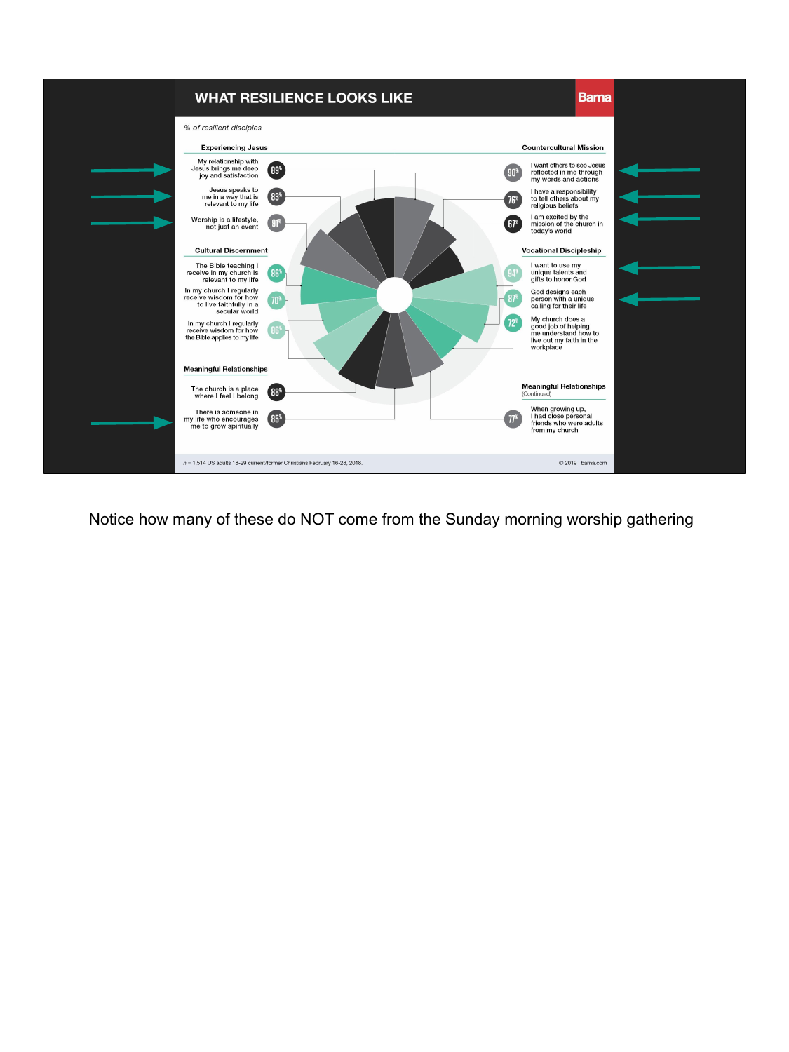## WHAT RESILIENCE LOOKS LIKE

Barna

*% of resilient disciples*

**Experiencing Jesus**

- My relationship with Jesus brings me deep joy and satisfaction — 89%
- Jesus speaks to me in a way that is relevant to my life — 83%
- Worship is a lifestyle, not just an event — 91%

**Cultural Discernment**

- The Bible teaching I receive in my church is relevant to my life — 86%
- In my church I regularly receive wisdom for how to live faithfully in a secular world — 70%
- In my church I regularly receive wisdom for how the Bible applies to my life — 86%

**Meaningful Relationships**

- The church is a place where I feel I belong — 88%
- There is someone in my life who encourages me to grow spiritually — 85%

**Countercultural Mission**

- I want others to see Jesus reflected in me through my words and actions — 90%
- I have a responsibility to tell others about my religious beliefs — 76%
- I am excited by the mission of the church in today's world — 67%

**Vocational Discipleship**

- I want to use my unique talents and gifts to honor God — 94%
- God designs each person with a unique calling for their life — 87%
- My church does a good job of helping me understand how to live out my faith in the workplace — 72%

**Meaningful Relationships** (Continued)

- When growing up, I had close personal friends who were adults from my church — 77%

*n* = 1,514 US adults 18-29 current/former Christians February 16-28, 2018.

© 2019 | barna.com

Notice how many of these do NOT come from the Sunday morning worship gathering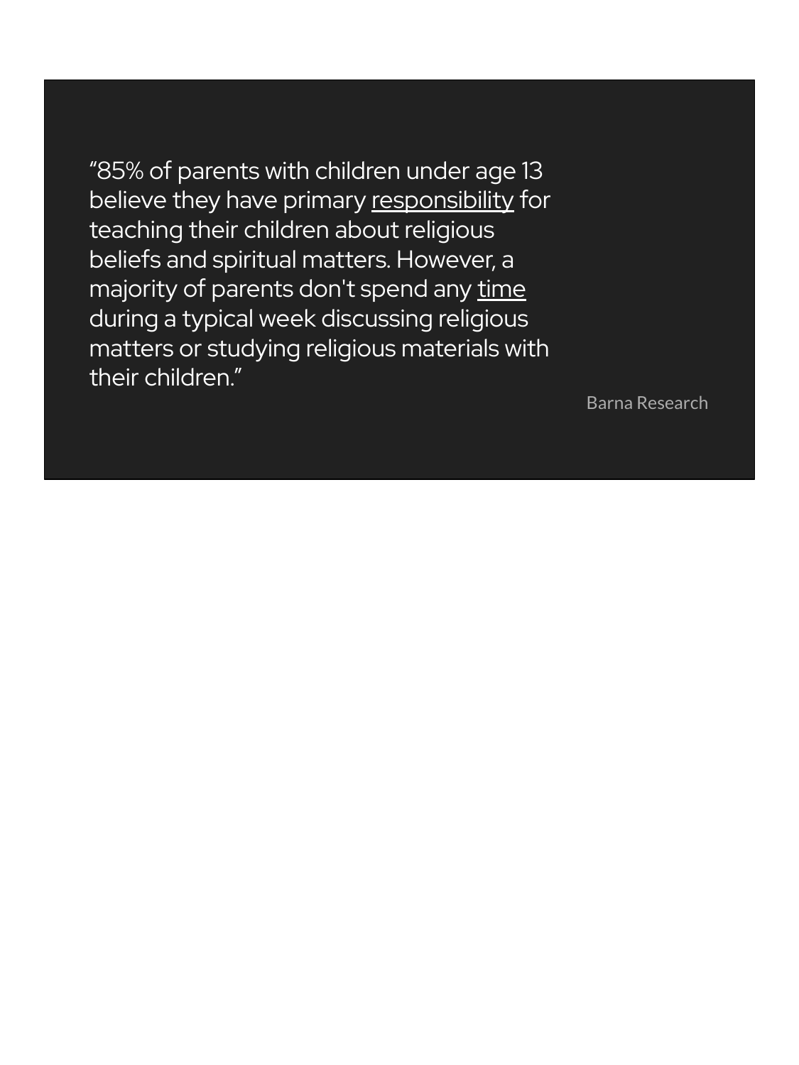"85% of parents with children under age 13 believe they have primary <u>responsibility</u> for teaching their children about religious beliefs and spiritual matters. However, a majority of parents don't spend any <u>time</u> during a typical week discussing religious matters or studying religious materials with their children."

Barna Research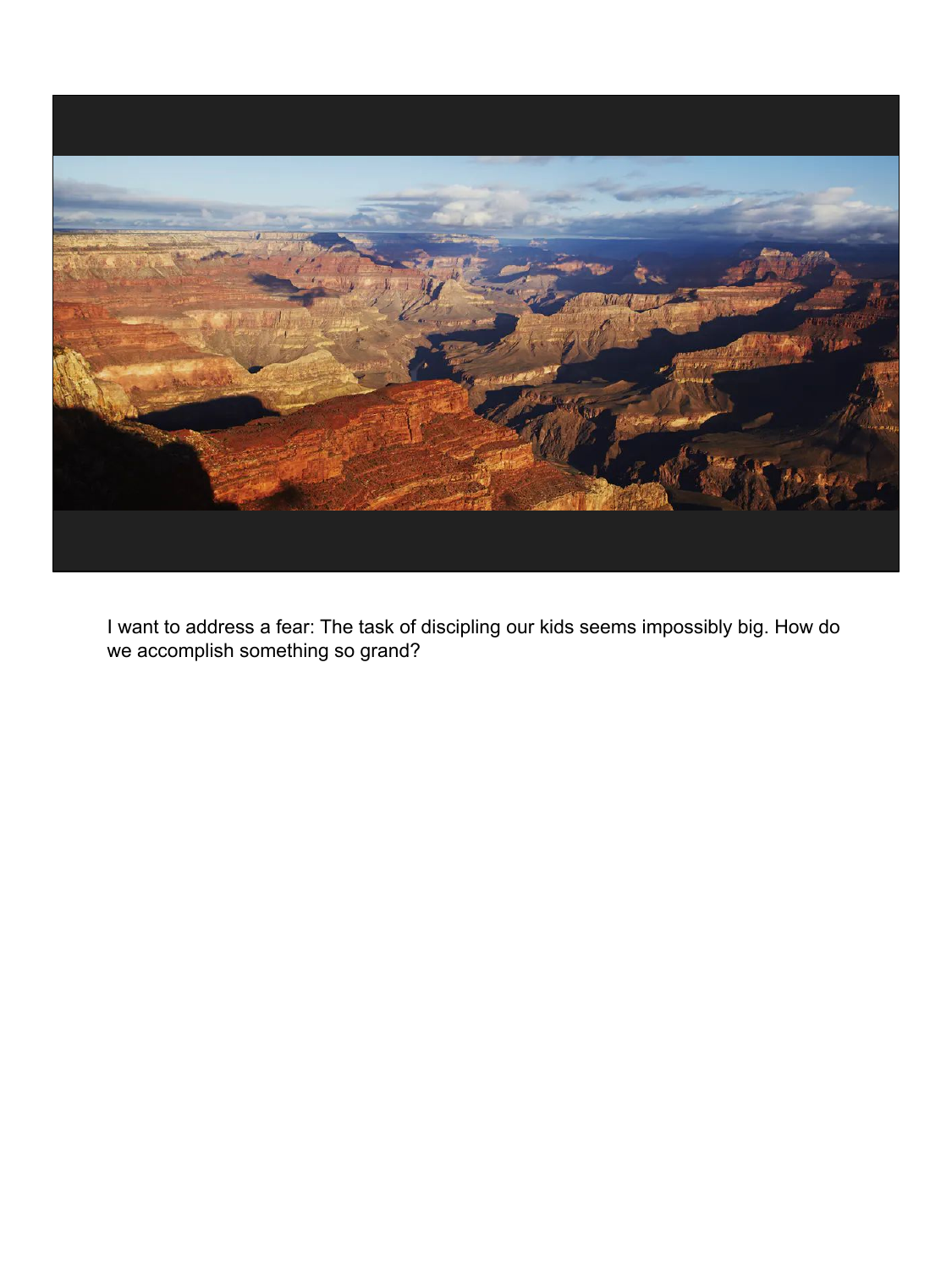I want to address a fear: The task of discipling our kids seems impossibly big. How do we accomplish something so grand?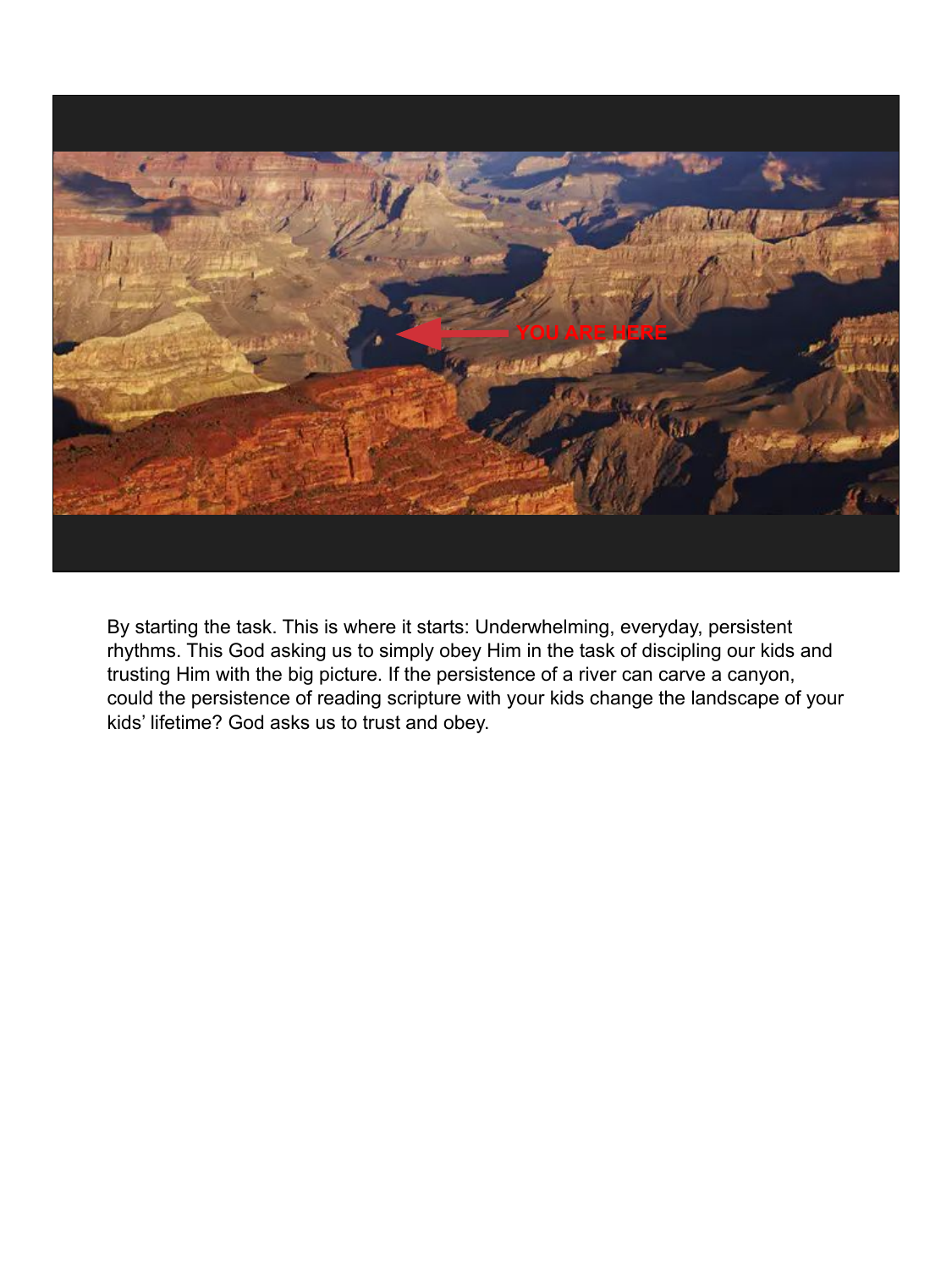By starting the task. This is where it starts: Underwhelming, everyday, persistent rhythms. This God asking us to simply obey Him in the task of discipling our kids and trusting Him with the big picture. If the persistence of a river can carve a canyon, could the persistence of reading scripture with your kids change the landscape of your kids' lifetime? God asks us to trust and obey.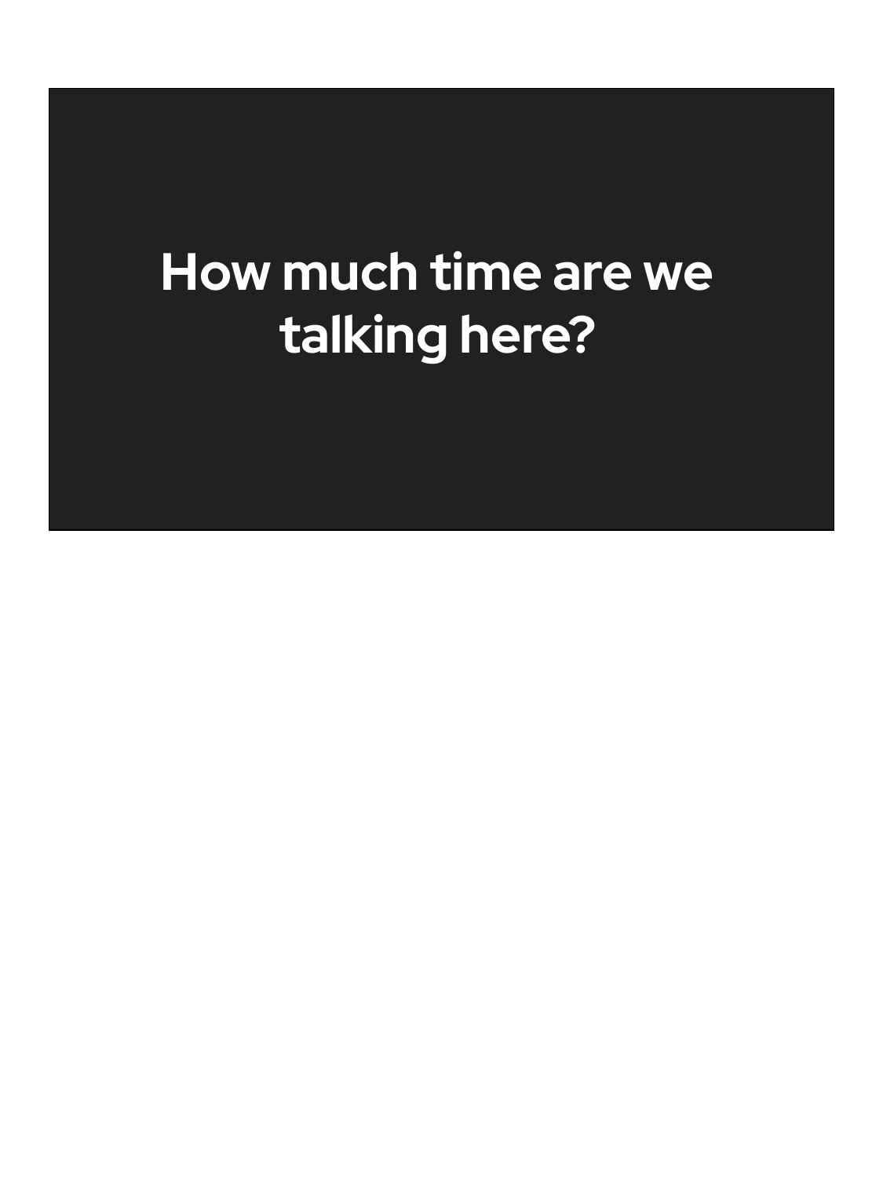# How much time are we talking here?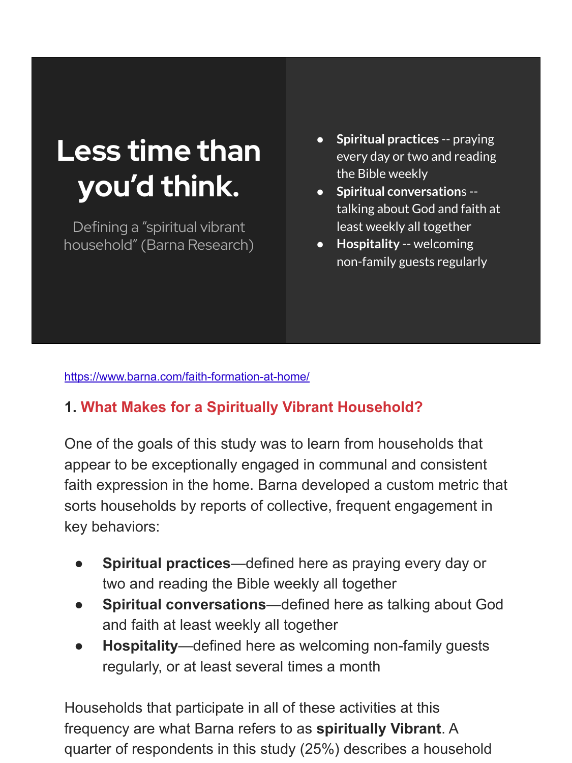# Less time than you'd think.

Defining a "spiritual vibrant household" (Barna Research)

- **Spiritual practices** -- praying every day or two and reading the Bible weekly
- **Spiritual conversations** -- talking about God and faith at least weekly all together
- **Hospitality** -- welcoming non-family guests regularly

https://www.barna.com/faith-formation-at-home/

### 1. What Makes for a Spiritually Vibrant Household?

One of the goals of this study was to learn from households that appear to be exceptionally engaged in communal and consistent faith expression in the home. Barna developed a custom metric that sorts households by reports of collective, frequent engagement in key behaviors:

- **Spiritual practices**—defined here as praying every day or two and reading the Bible weekly all together
- **Spiritual conversations**—defined here as talking about God and faith at least weekly all together
- **Hospitality**—defined here as welcoming non-family guests regularly, or at least several times a month

Households that participate in all of these activities at this frequency are what Barna refers to as **spiritually Vibrant**. A quarter of respondents in this study (25%) describes a household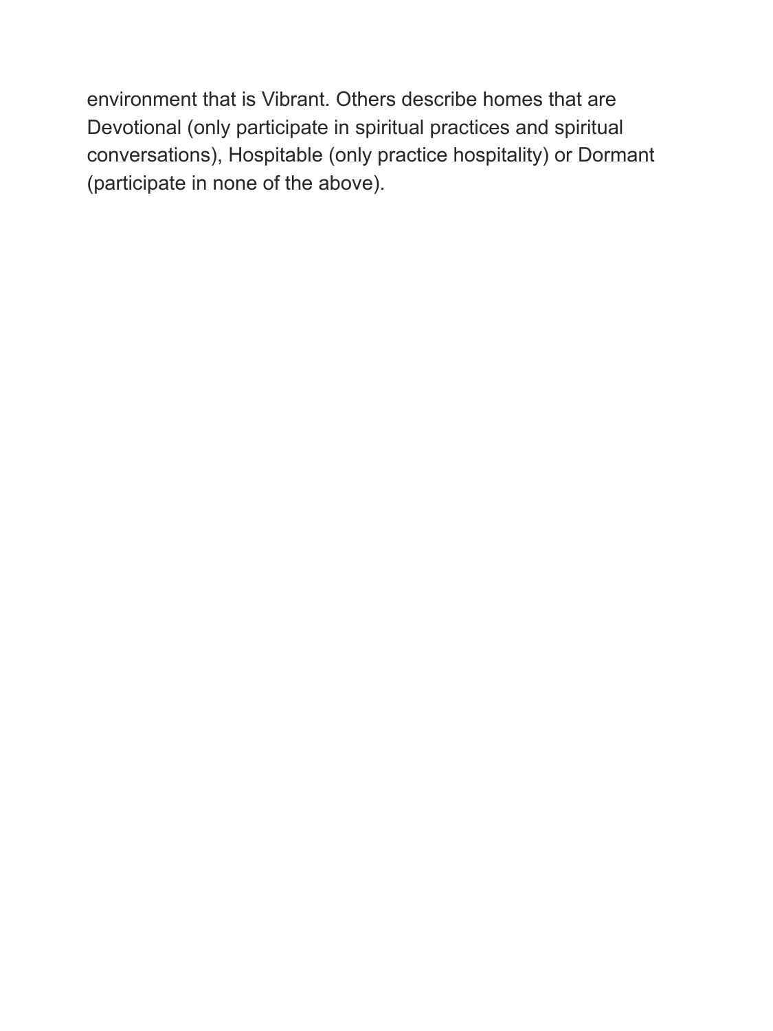environment that is Vibrant. Others describe homes that are Devotional (only participate in spiritual practices and spiritual conversations), Hospitable (only practice hospitality) or Dormant (participate in none of the above).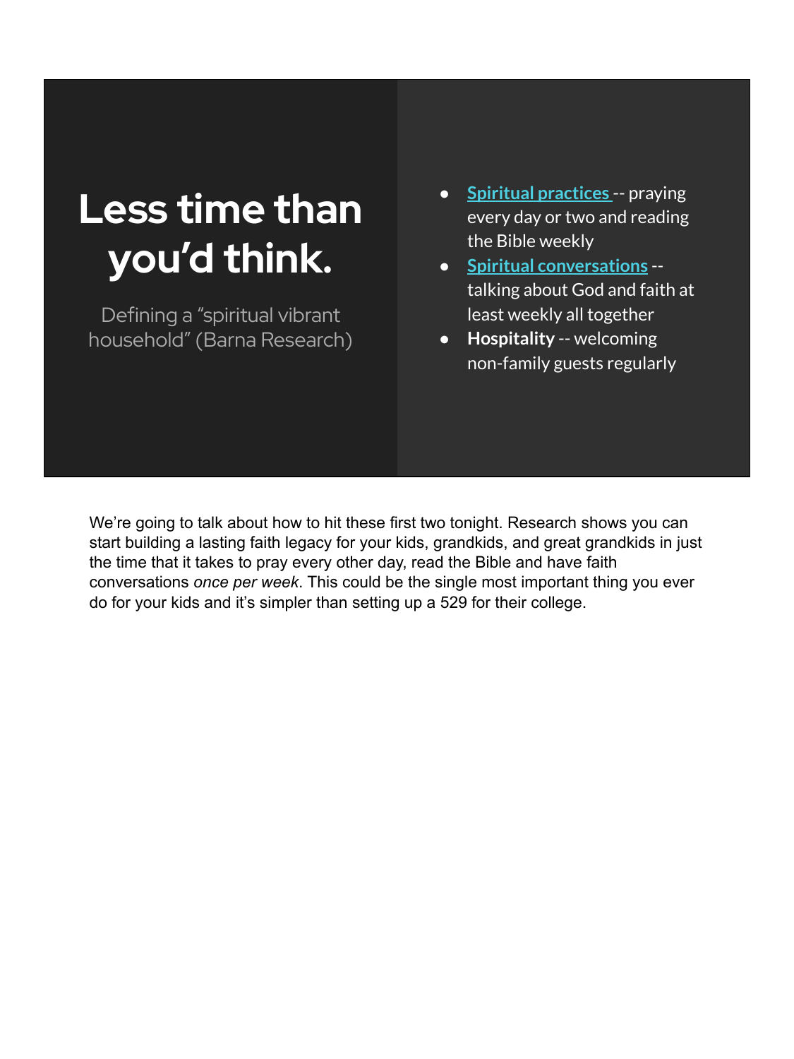# Less time than you'd think.

Defining a "spiritual vibrant household" (Barna Research)

- **Spiritual practices** -- praying every day or two and reading the Bible weekly
- **Spiritual conversations** -- talking about God and faith at least weekly all together
- **Hospitality** -- welcoming non-family guests regularly

We're going to talk about how to hit these first two tonight. Research shows you can start building a lasting faith legacy for your kids, grandkids, and great grandkids in just the time that it takes to pray every other day, read the Bible and have faith conversations *once per week*. This could be the single most important thing you ever do for your kids and it's simpler than setting up a 529 for their college.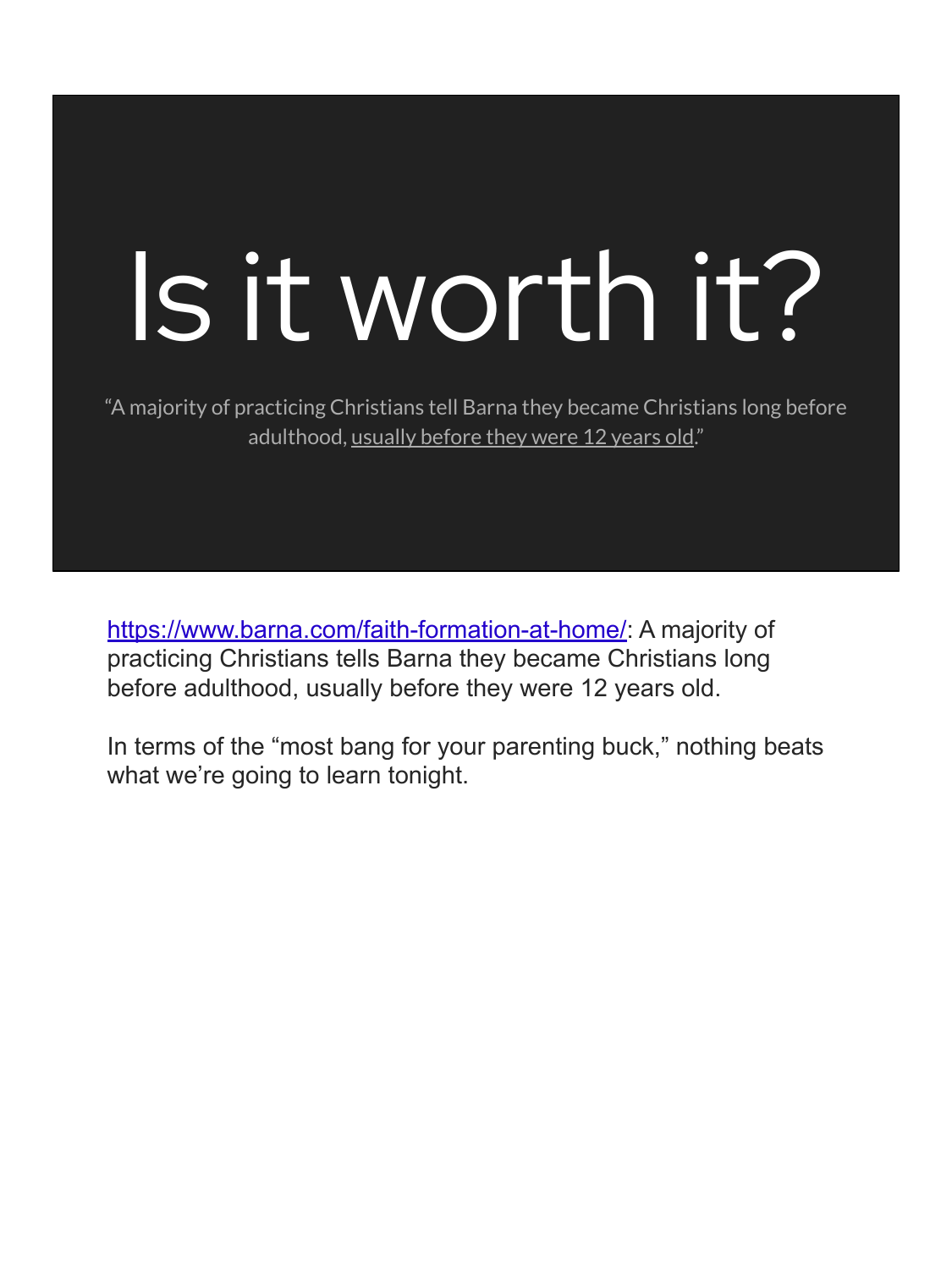# Is it worth it?

"A majority of practicing Christians tell Barna they became Christians long before adulthood, usually before they were 12 years old."

https://www.barna.com/faith-formation-at-home/: A majority of practicing Christians tells Barna they became Christians long before adulthood, usually before they were 12 years old.

In terms of the "most bang for your parenting buck," nothing beats what we're going to learn tonight.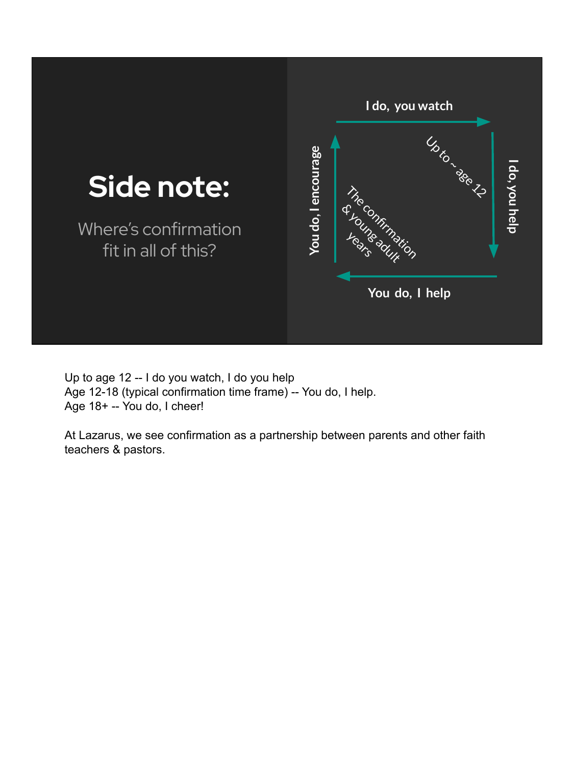# Side note:

Where's confirmation fit in all of this?

I do, you watch

I do, you help

You do, I help

You do, I encourage

Up to ~ age 12

The confirmation & young adult years

Up to age 12 -- I do you watch, I do you help
Age 12-18 (typical confirmation time frame) -- You do, I help.
Age 18+ -- You do, I cheer!

At Lazarus, we see confirmation as a partnership between parents and other faith teachers & pastors.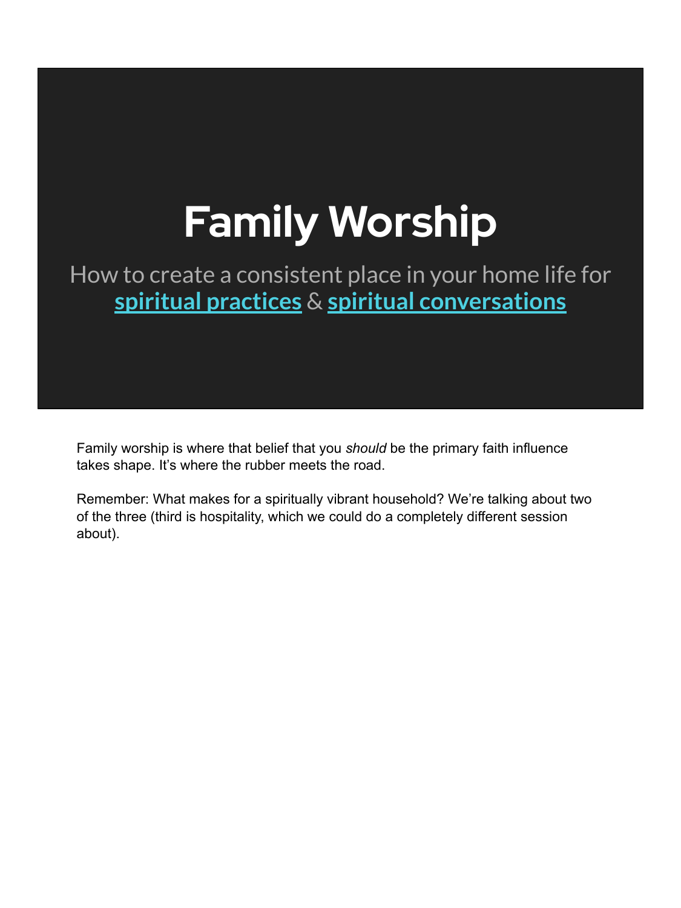# Family Worship

How to create a consistent place in your home life for **spiritual practices** & **spiritual conversations**

Family worship is where that belief that you *should* be the primary faith influence takes shape. It's where the rubber meets the road.

Remember: What makes for a spiritually vibrant household? We're talking about two of the three (third is hospitality, which we could do a completely different session about).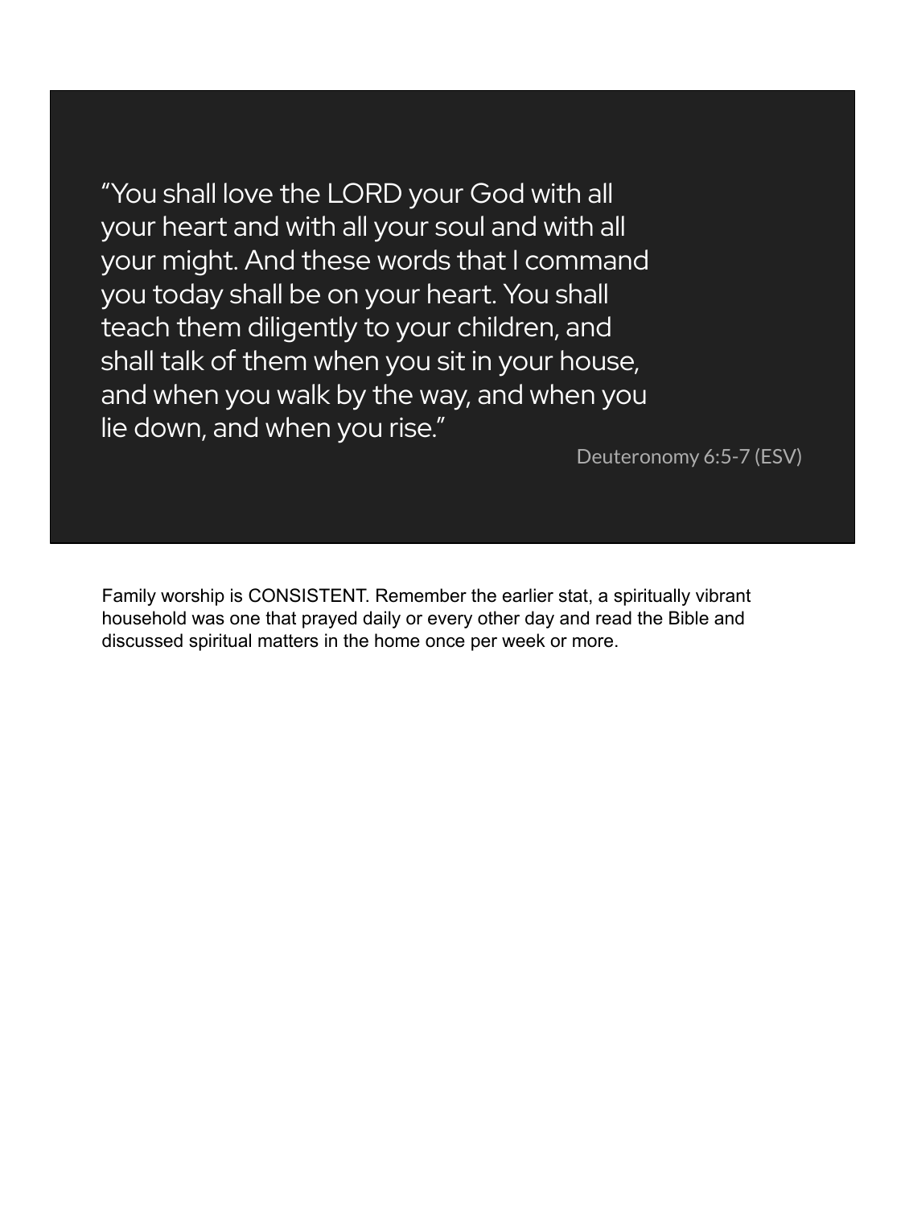> "You shall love the LORD your God with all your heart and with all your soul and with all your might. And these words that I command you today shall be on your heart. You shall teach them diligently to your children, and shall talk of them when you sit in your house, and when you walk by the way, and when you lie down, and when you rise."
>
> Deuteronomy 6:5-7 (ESV)

Family worship is CONSISTENT. Remember the earlier stat, a spiritually vibrant household was one that prayed daily or every other day and read the Bible and discussed spiritual matters in the home once per week or more.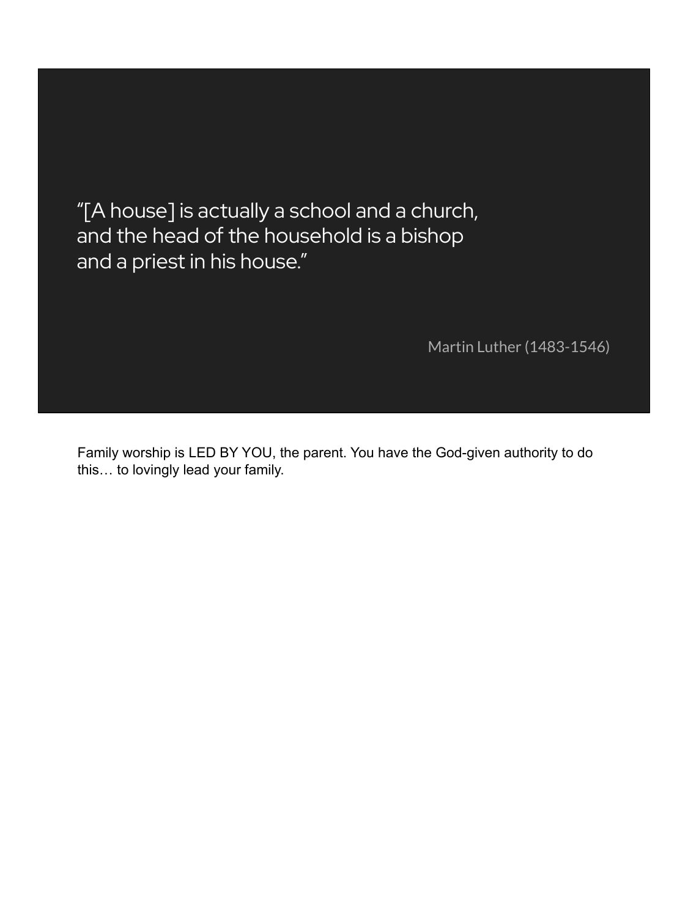> "[A house] is actually a school and a church, and the head of the household is a bishop and a priest in his house."
>
> Martin Luther (1483-1546)

Family worship is LED BY YOU, the parent. You have the God-given authority to do this… to lovingly lead your family.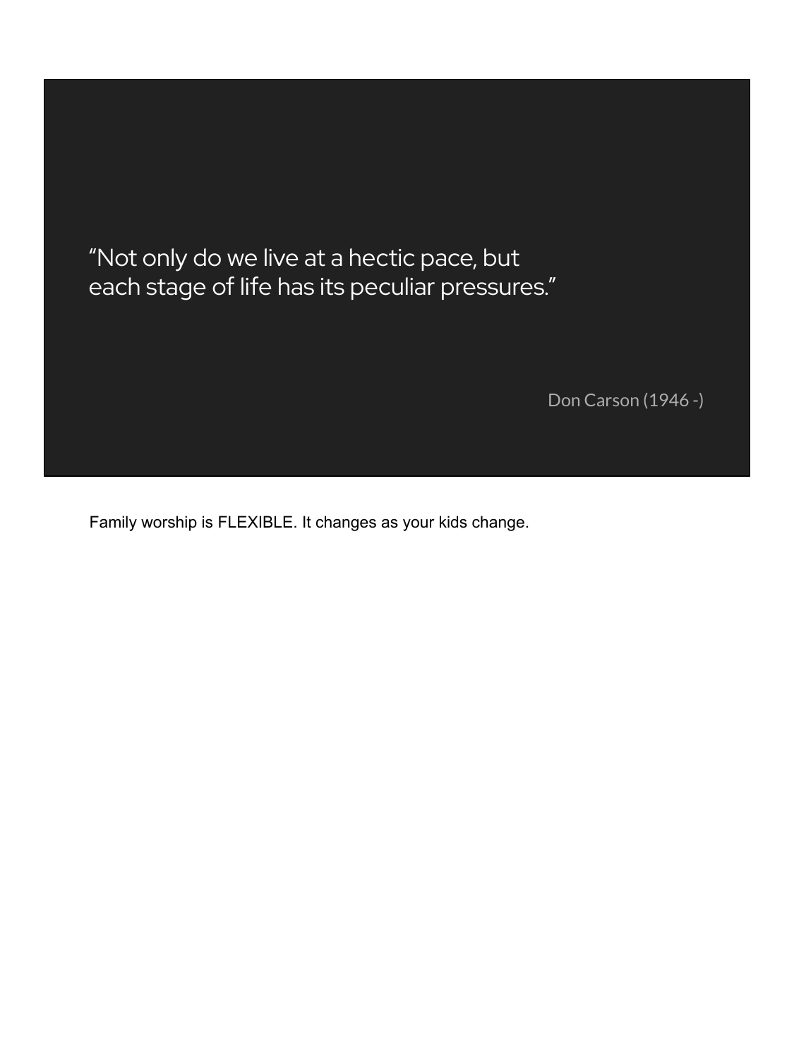> "Not only do we live at a hectic pace, but each stage of life has its peculiar pressures."
>
> Don Carson (1946 -)

Family worship is FLEXIBLE. It changes as your kids change.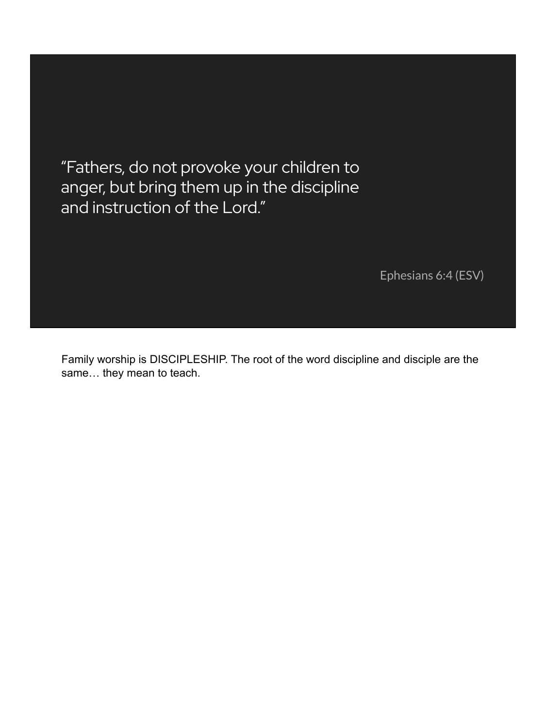> "Fathers, do not provoke your children to anger, but bring them up in the discipline and instruction of the Lord."
>
> Ephesians 6:4 (ESV)

Family worship is DISCIPLESHIP. The root of the word discipline and disciple are the same… they mean to teach.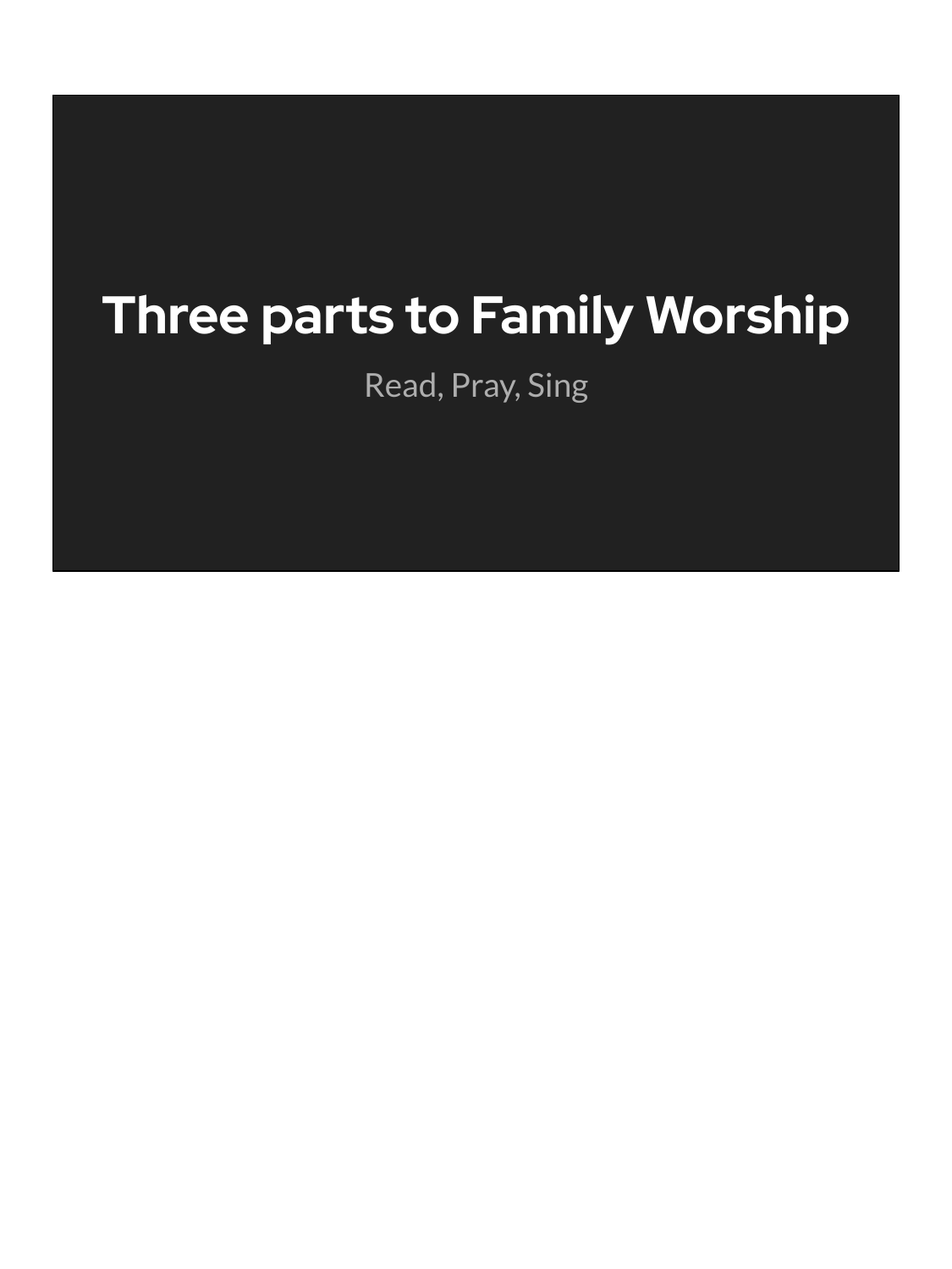# Three parts to Family Worship

Read, Pray, Sing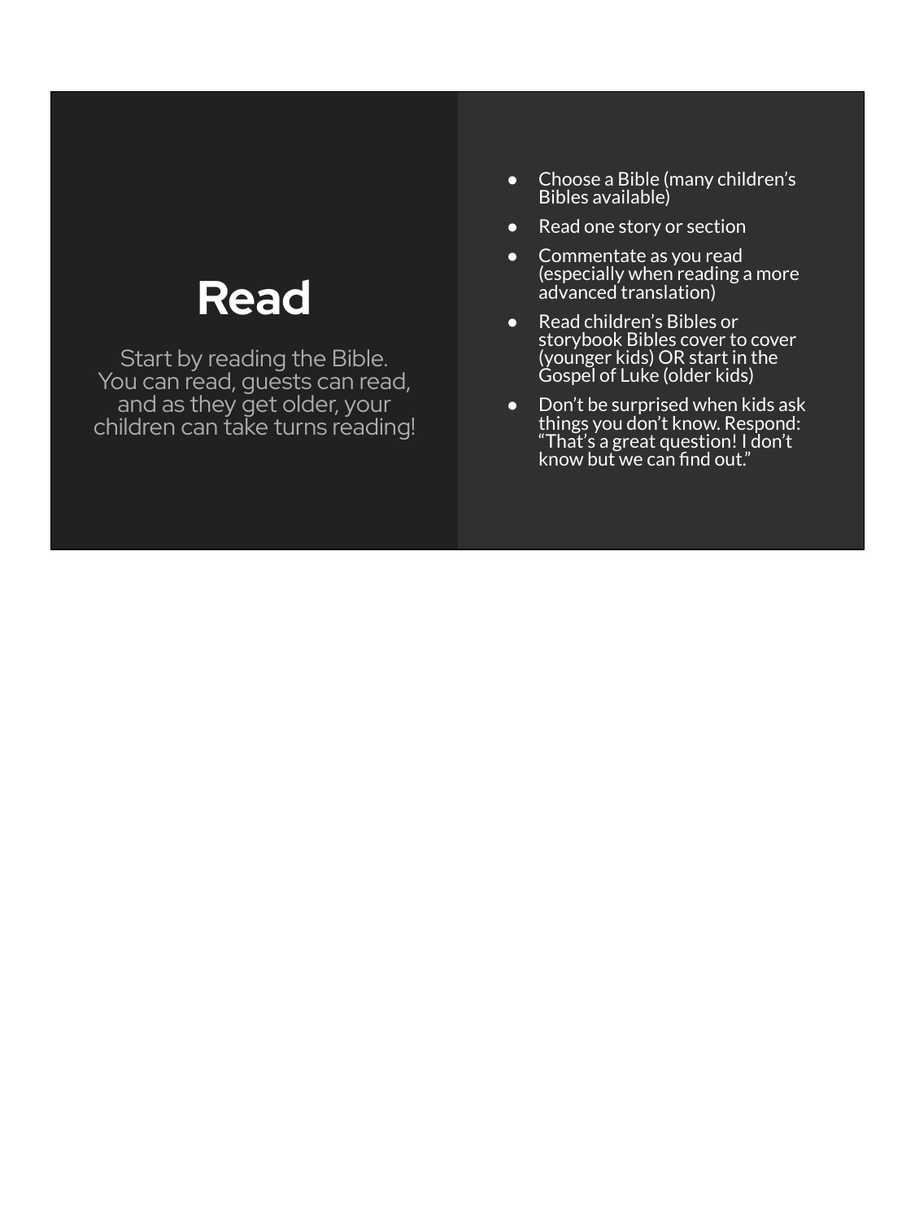# Read

Start by reading the Bible. You can read, guests can read, and as they get older, your children can take turns reading!

- Choose a Bible (many children's Bibles available)
- Read one story or section
- Commentate as you read (especially when reading a more advanced translation)
- Read children's Bibles or storybook Bibles cover to cover (younger kids) OR start in the Gospel of Luke (older kids)
- Don't be surprised when kids ask things you don't know. Respond: "That's a great question! I don't know but we can find out."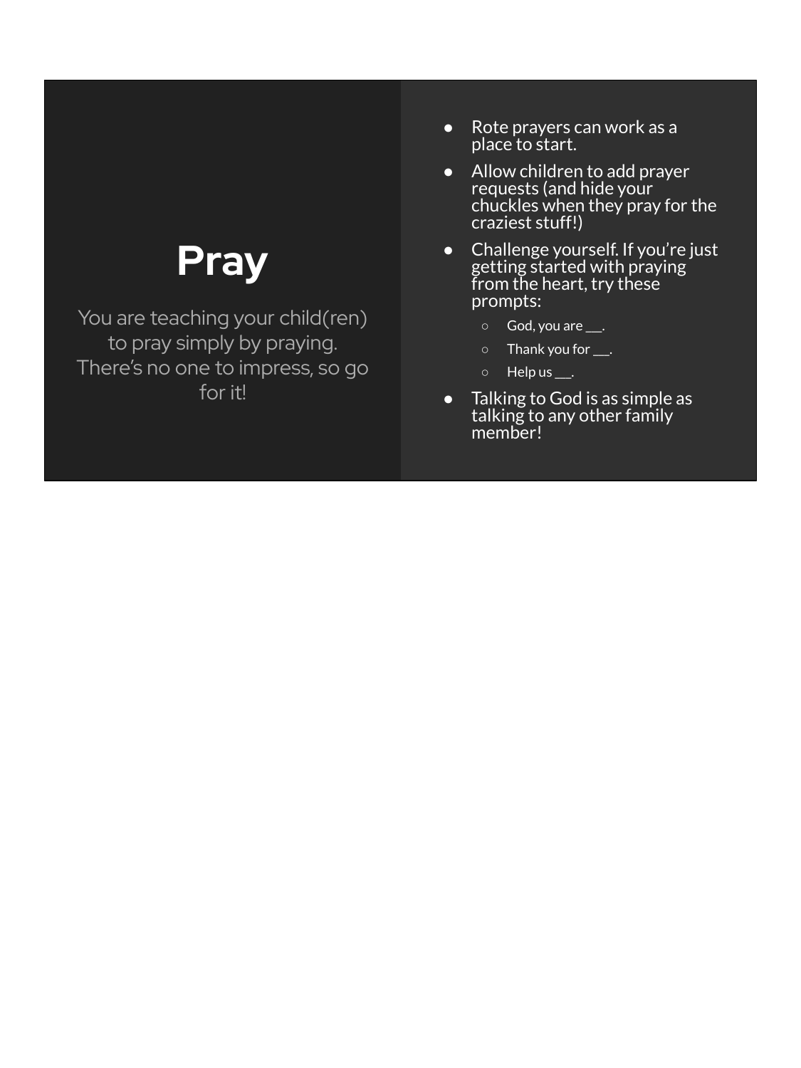# Pray

You are teaching your child(ren) to pray simply by praying. There's no one to impress, so go for it!

- Rote prayers can work as a place to start.
- Allow children to add prayer requests (and hide your chuckles when they pray for the craziest stuff!)
- Challenge yourself. If you're just getting started with praying from the heart, try these prompts:
  - God, you are ___.
  - Thank you for ___.
  - Help us ___.
- Talking to God is as simple as talking to any other family member!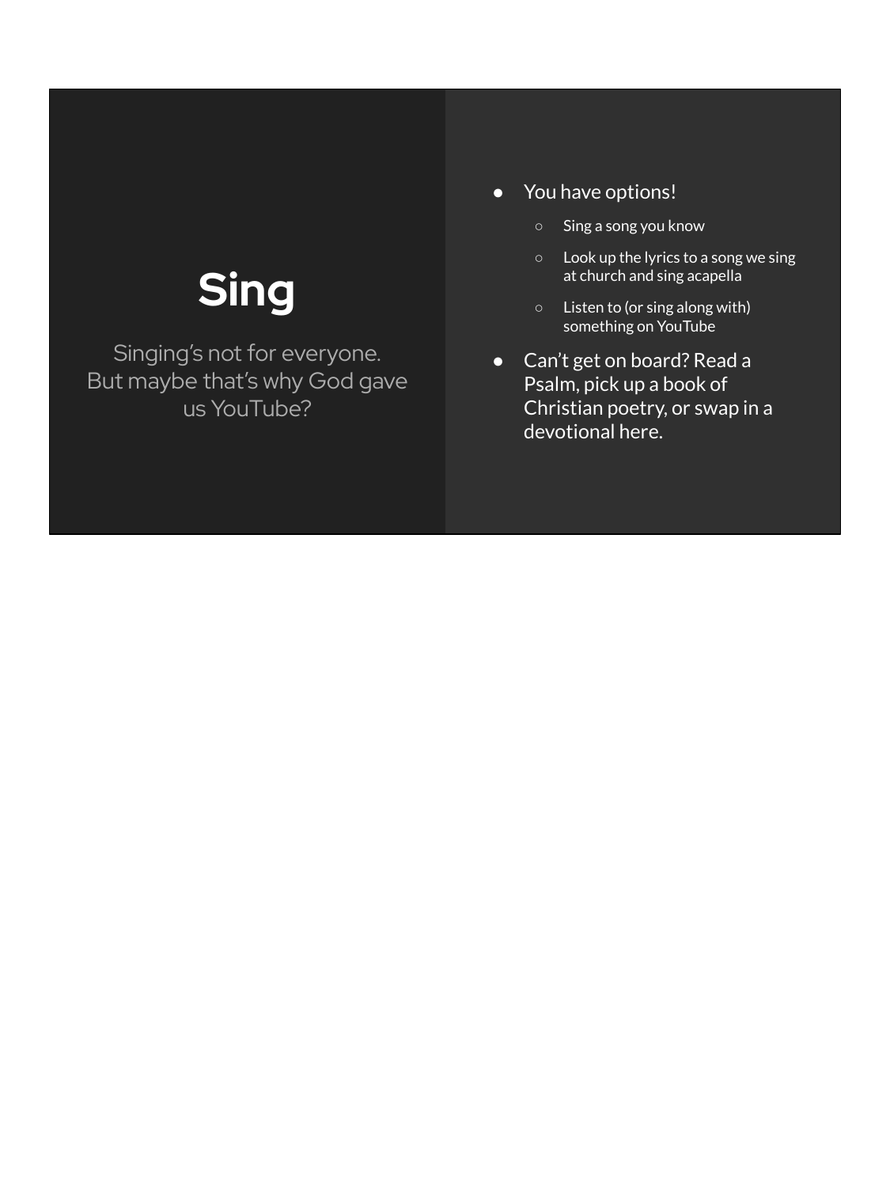# Sing

Singing's not for everyone. But maybe that's why God gave us YouTube?

- You have options!
  - Sing a song you know
  - Look up the lyrics to a song we sing at church and sing acapella
  - Listen to (or sing along with) something on YouTube
- Can't get on board? Read a Psalm, pick up a book of Christian poetry, or swap in a devotional here.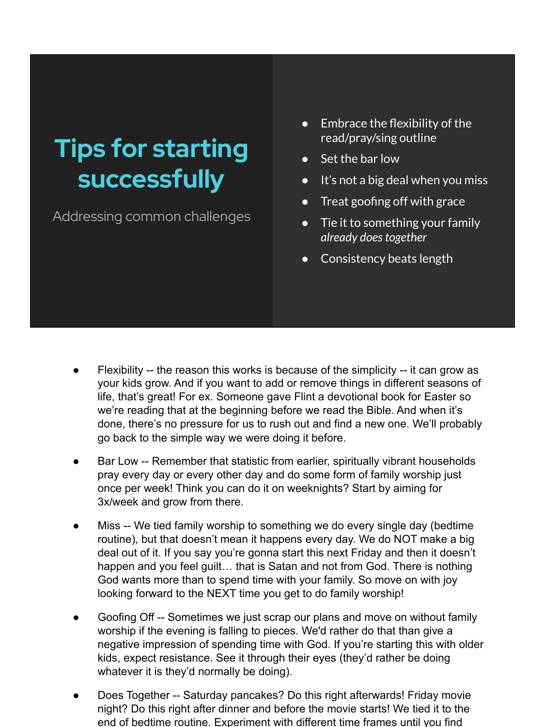# Tips for starting successfully

Addressing common challenges

- Embrace the flexibility of the read/pray/sing outline
- Set the bar low
- It's not a big deal when you miss
- Treat goofing off with grace
- Tie it to something your family *already does together*
- Consistency beats length

- Flexibility -- the reason this works is because of the simplicity -- it can grow as your kids grow. And if you want to add or remove things in different seasons of life, that's great! For ex. Someone gave Flint a devotional book for Easter so we're reading that at the beginning before we read the Bible. And when it's done, there's no pressure for us to rush out and find a new one. We'll probably go back to the simple way we were doing it before.

- Bar Low -- Remember that statistic from earlier, spiritually vibrant households pray every day or every other day and do some form of family worship just once per week! Think you can do it on weeknights? Start by aiming for 3x/week and grow from there.

- Miss -- We tied family worship to something we do every single day (bedtime routine), but that doesn't mean it happens every day. We do NOT make a big deal out of it. If you say you're gonna start this next Friday and then it doesn't happen and you feel guilt… that is Satan and not from God. There is nothing God wants more than to spend time with your family. So move on with joy looking forward to the NEXT time you get to do family worship!

- Goofing Off -- Sometimes we just scrap our plans and move on without family worship if the evening is falling to pieces. We'd rather do that than give a negative impression of spending time with God. If you're starting this with older kids, expect resistance. See it through their eyes (they'd rather be doing whatever it is they'd normally be doing).

- Does Together -- Saturday pancakes? Do this right afterwards! Friday movie night? Do this right after dinner and before the movie starts! We tied it to the end of bedtime routine. Experiment with different time frames until you find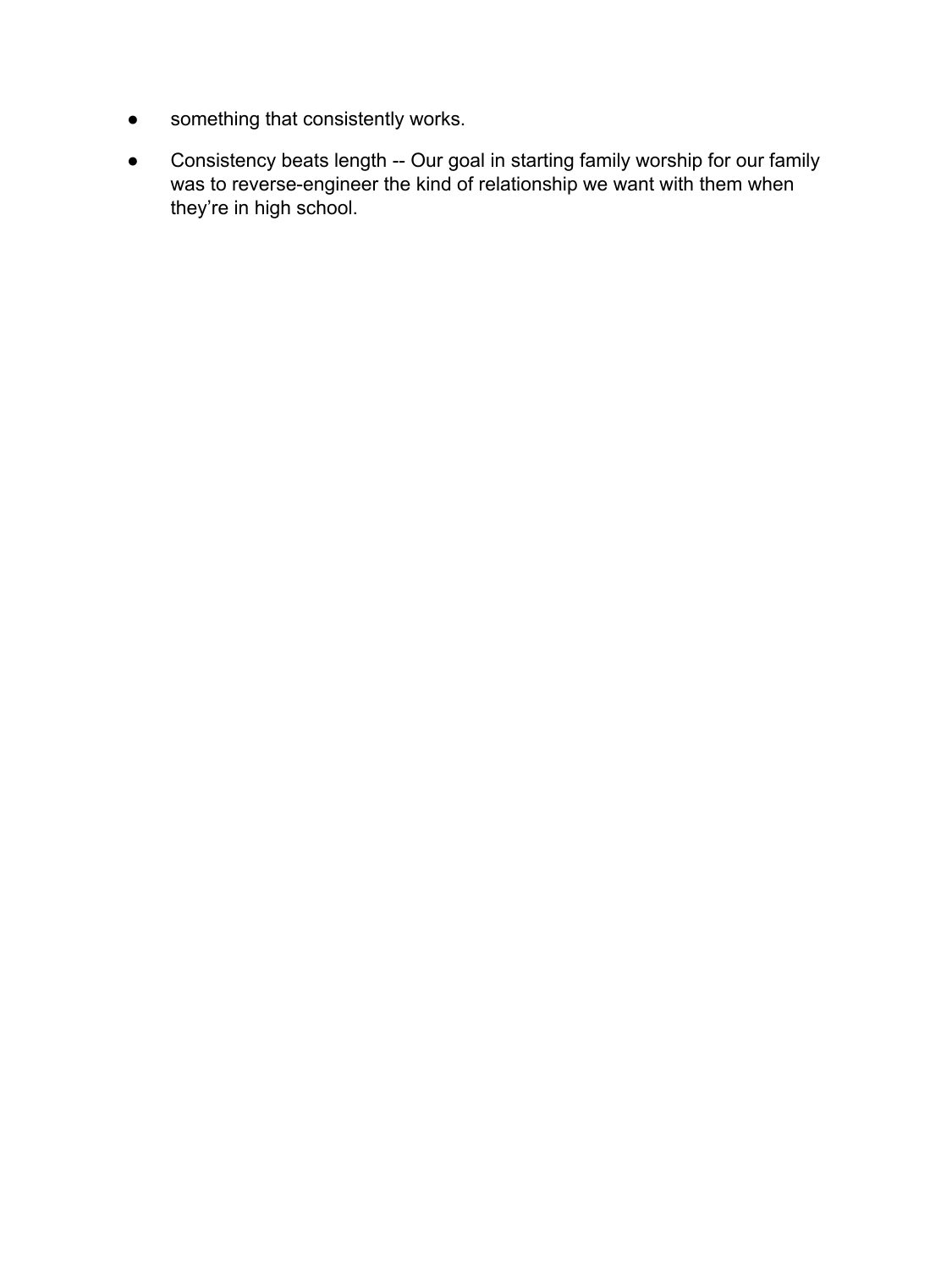- something that consistently works.
- Consistency beats length -- Our goal in starting family worship for our family was to reverse-engineer the kind of relationship we want with them when they're in high school.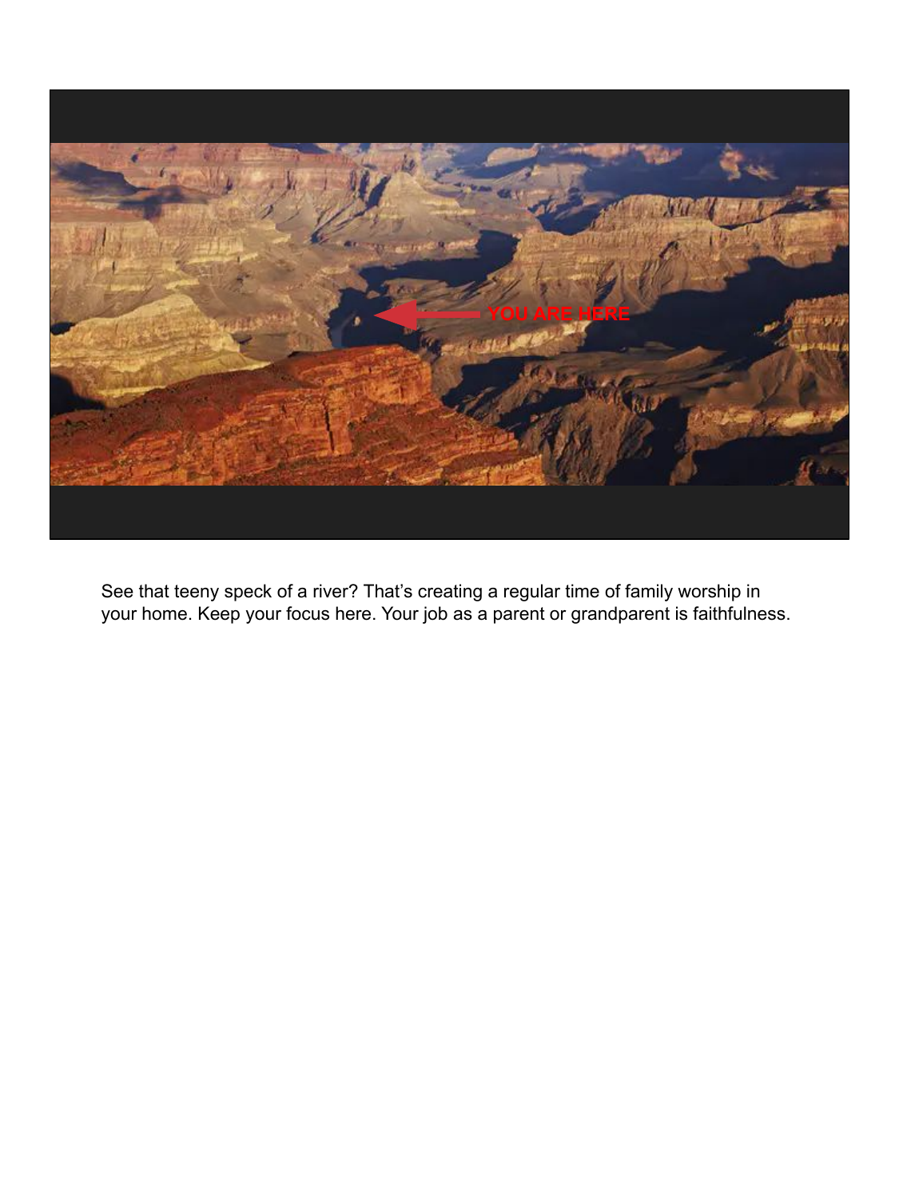YOU ARE HERE

See that teeny speck of a river? That's creating a regular time of family worship in your home. Keep your focus here. Your job as a parent or grandparent is faithfulness.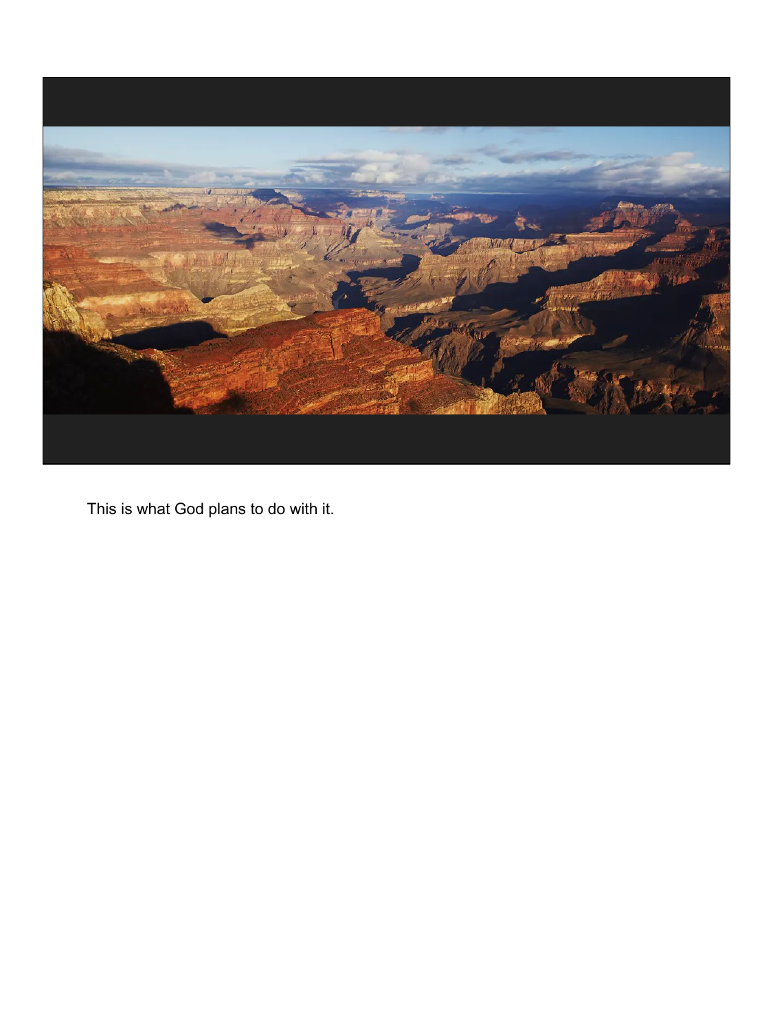This is what God plans to do with it.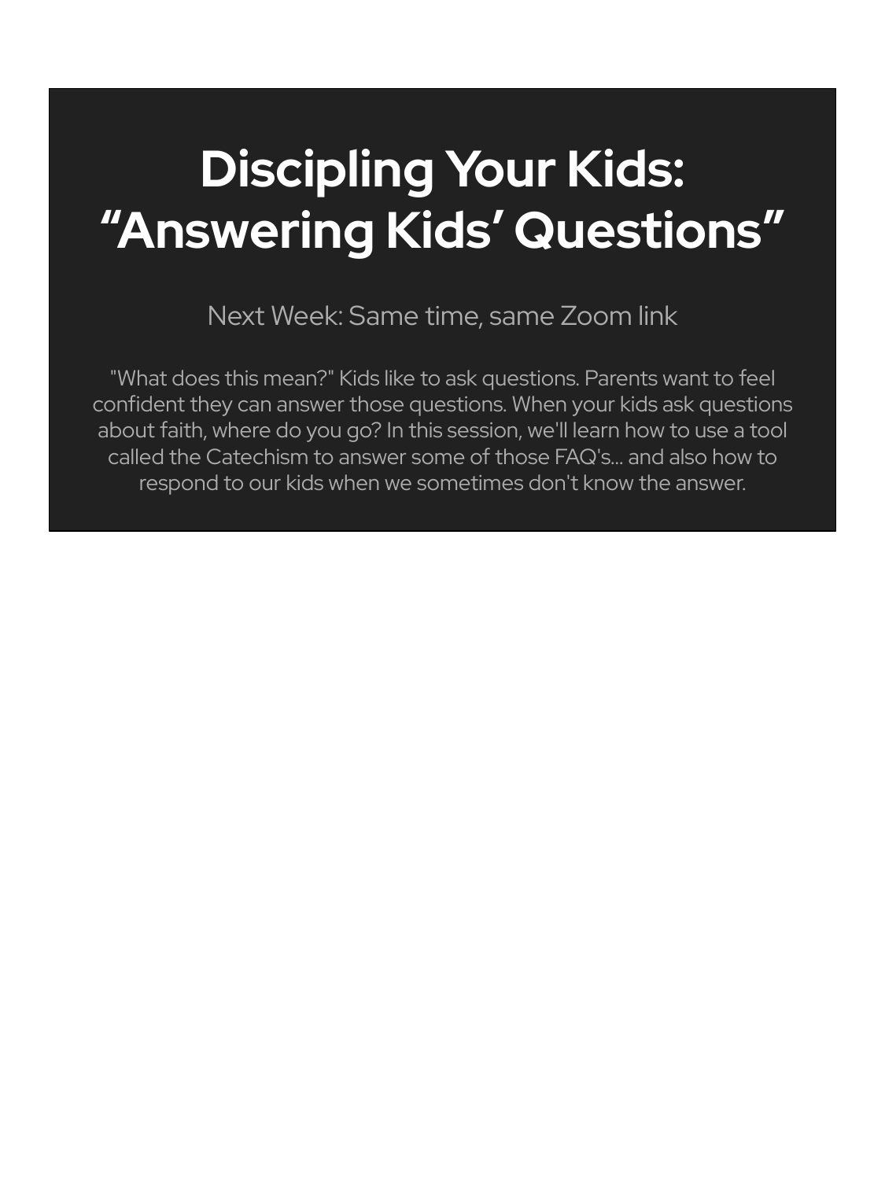# Discipling Your Kids: "Answering Kids' Questions"

Next Week: Same time, same Zoom link

"What does this mean?" Kids like to ask questions. Parents want to feel confident they can answer those questions. When your kids ask questions about faith, where do you go? In this session, we'll learn how to use a tool called the Catechism to answer some of those FAQ's... and also how to respond to our kids when we sometimes don't know the answer.